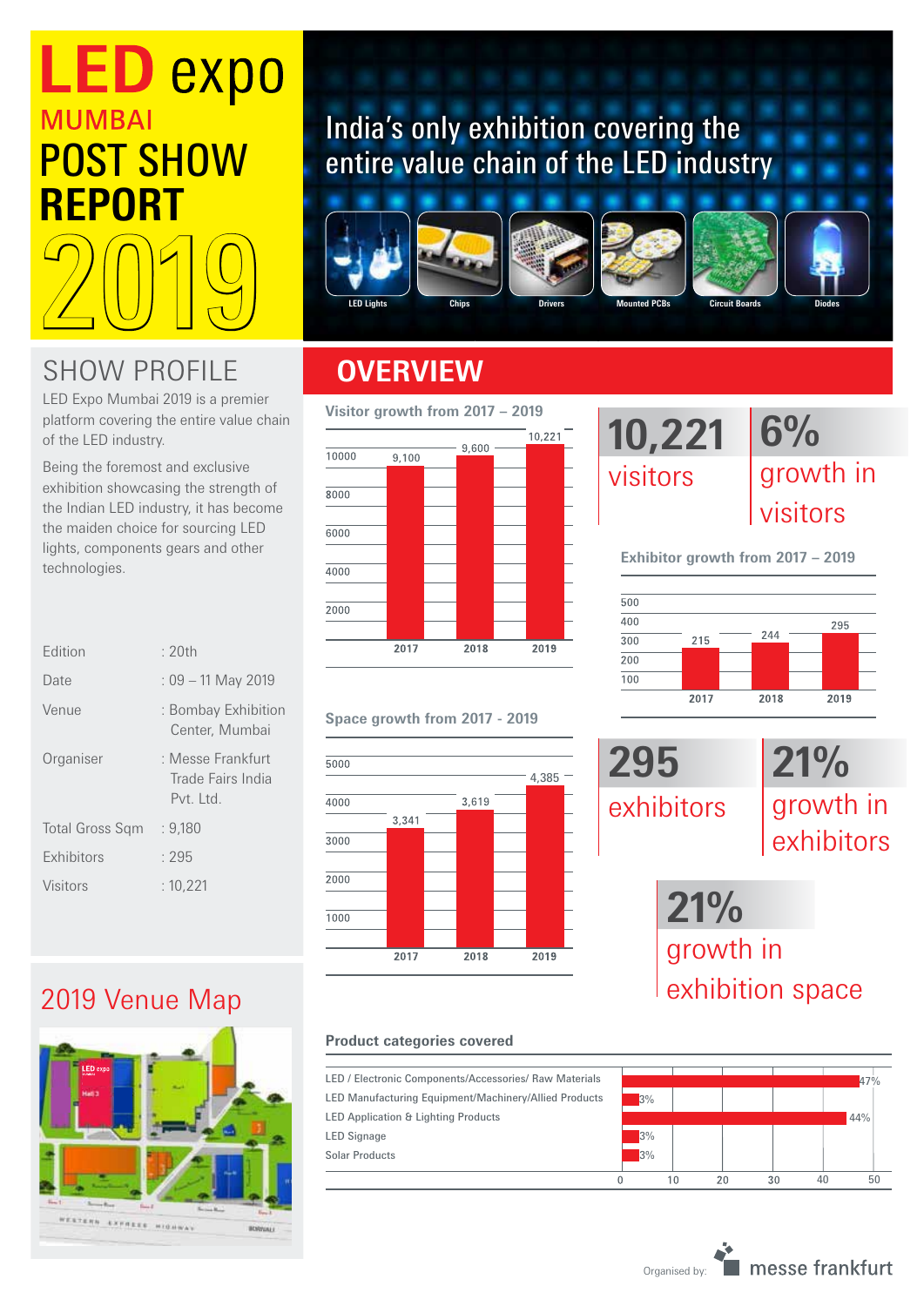# LED expo MUMBAI POST SHOW REPORT 2019

India's only exhibition covering the entire value chain of the LED industry

LED Lights | Chips | Drivers | Mounted PCBs | Circuit Boards | Diodes

## SHOW PROFILE

LED Expo Mumbai 2019 is a premier platform covering the entire value chain of the LED industry.

Being the foremost and exclusive exhibition showcasing the strength of the Indian LED industry, it has become the maiden choice for sourcing LED lights, components gears and other technologies.

| | |
|---|---|
| Edition | : 20th |
| Date | : 09 – 11 May 2019 |
| Venue | : Bombay Exhibition Center, Mumbai |
| Organiser | : Messe Frankfurt Trade Fairs India Pvt. Ltd. |
| Total Gross Sqm | : 9,180 |
| Exhibitors | : 295 |
| Visitors | : 10,221 |

## 2019 Venue Map

## OVERVIEW

**Visitor growth from 2017 – 2019**

| Year | Visitors |
|---|---|
| 2017 | 9,100 |
| 2018 | 9,600 |
| 2019 | 10,221 |

**10,221** visitors

**6%** growth in visitors

**Exhibitor growth from 2017 – 2019**

| Year | Exhibitors |
|---|---|
| 2017 | 215 |
| 2018 | 244 |
| 2019 | 295 |

**Space growth from 2017 - 2019**

| Year | Space |
|---|---|
| 2017 | 3,341 |
| 2018 | 3,619 |
| 2019 | 4,385 |

**295** exhibitors

**21%** growth in exhibitors

**21%** growth in exhibition space

**Product categories covered**

| Category | % |
|---|---|
| LED / Electronic Components/Accessories/ Raw Materials | 47% |
| LED Manufacturing Equipment/Machinery/Allied Products | 3% |
| LED Application & Lighting Products | 44% |
| LED Signage | 3% |
| Solar Products | 3% |

Organised by: messe frankfurt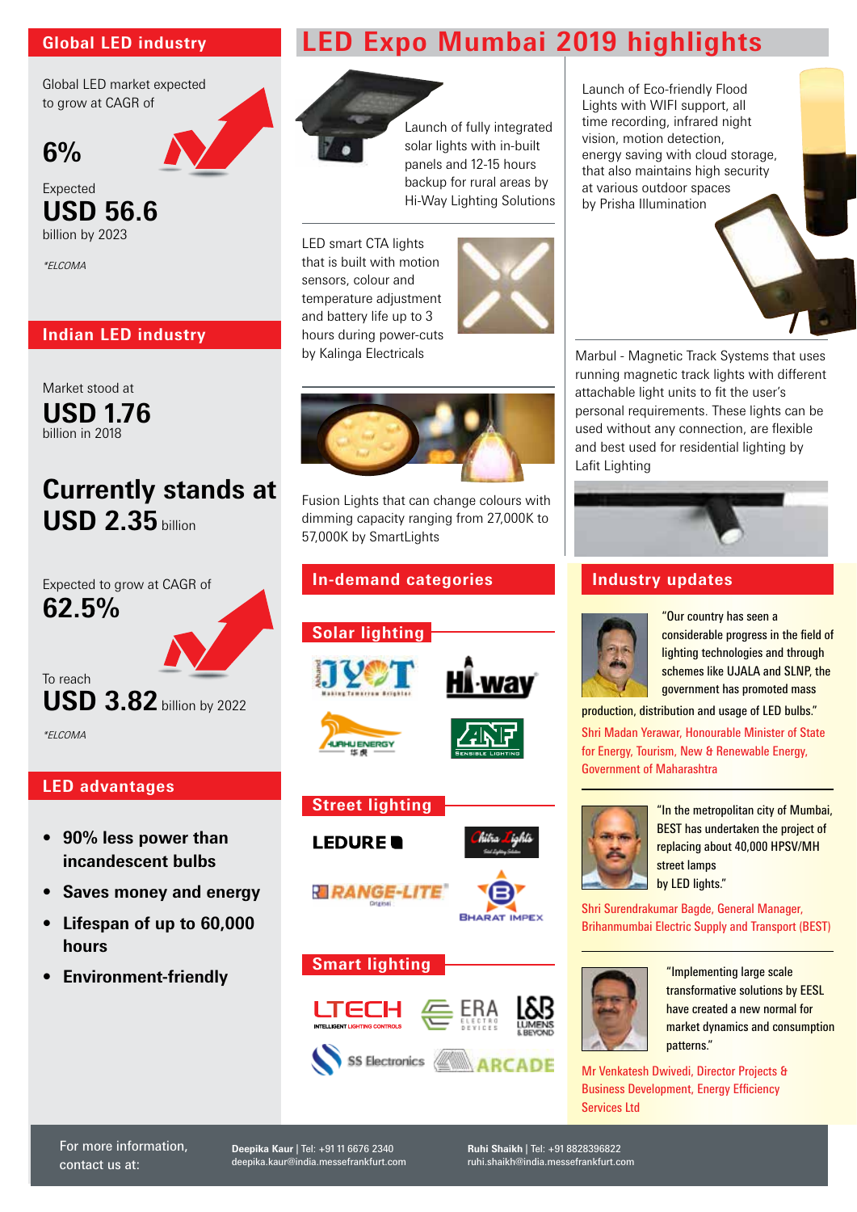## Global LED industry

Global LED market expected to grow at CAGR of

**6%**

Expected
**USD 56.6**
billion by 2023

*\*ELCOMA*

## Indian LED industry

Market stood at
**USD 1.76**
billion in 2018

**Currently stands at USD 2.35** billion

Expected to grow at CAGR of
**62.5%**

To reach
**USD 3.82** billion by 2022

*\*ELCOMA*

## LED advantages

- **90% less power than incandescent bulbs**
- **Saves money and energy**
- **Lifespan of up to 60,000 hours**
- **Environment-friendly**

# LED Expo Mumbai 2019 highlights

Launch of fully integrated solar lights with in-built panels and 12-15 hours backup for rural areas by Hi-Way Lighting Solutions

LED smart CTA lights that is built with motion sensors, colour and temperature adjustment and battery life up to 3 hours during power-cuts by Kalinga Electricals

Fusion Lights that can change colours with dimming capacity ranging from 27,000K to 57,000K by SmartLights

Launch of Eco-friendly Flood Lights with WIFI support, all time recording, infrared night vision, motion detection, energy saving with cloud storage, that also maintains high security at various outdoor spaces by Prisha Illumination

Marbul - Magnetic Track Systems that uses running magnetic track lights with different attachable light units to fit the user's personal requirements. These lights can be used without any connection, are flexible and best used for residential lighting by Lafit Lighting

## In-demand categories

### Solar lighting

JYOT, Hi-way, HUAHU ENERGY, ANF

### Street lighting

LEDURE, Chitra Lights, RANGE-LITE, BHARAT IMPEX

### Smart lighting

LTECH, ERA ELECTRO DEVICES, L&B LUMENS & BEYOND, SS Electronics, ARCADE

## Industry updates

"Our country has seen a considerable progress in the field of lighting technologies and through schemes like UJALA and SLNP, the government has promoted mass production, distribution and usage of LED bulbs."

Shri Madan Yerawar, Honourable Minister of State for Energy, Tourism, New & Renewable Energy, Government of Maharashtra

"In the metropolitan city of Mumbai, BEST has undertaken the project of replacing about 40,000 HPSV/MH street lamps by LED lights."

Shri Surendrakumar Bagde, General Manager, Brihanmumbai Electric Supply and Transport (BEST)

"Implementing large scale transformative solutions by EESL have created a new normal for market dynamics and consumption patterns."

Mr Venkatesh Dwivedi, Director Projects & Business Development, Energy Efficiency Services Ltd

For more information, contact us at:

**Deepika Kaur** | Tel: +91 11 6676 2340
deepika.kaur@india.messefrankfurt.com

**Ruhi Shaikh** | Tel: +91 8828396822
ruhi.shaikh@india.messefrankfurt.com